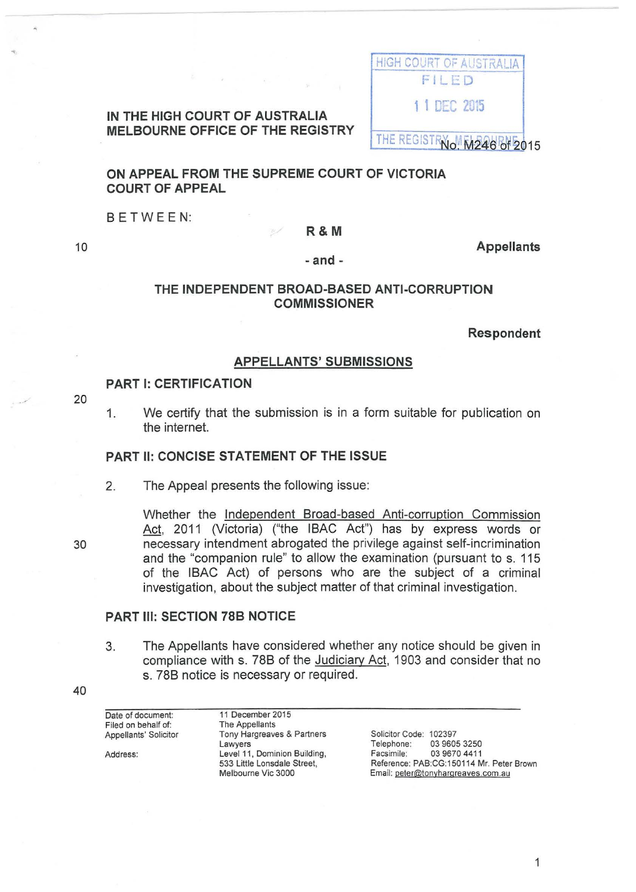HIGH COURT OF AUSTRALIA
FILED
11 DEC 2015
THE REGISTRY MELBOURNE

**IN THE HIGH COURT OF AUSTRALIA**
**MELBOURNE OFFICE OF THE REGISTRY**

No. M246 of 2015

**ON APPEAL FROM THE SUPREME COURT OF VICTORIA COURT OF APPEAL**

BETWEEN:

**R & M**

**Appellants**

**- and -**

**THE INDEPENDENT BROAD-BASED ANTI-CORRUPTION COMMISSIONER**

**Respondent**

## APPELLANTS' SUBMISSIONS

### PART I: CERTIFICATION

1. We certify that the submission is in a form suitable for publication on the internet.

### PART II: CONCISE STATEMENT OF THE ISSUE

2. The Appeal presents the following issue:

   Whether the Independent Broad-based Anti-corruption Commission Act, 2011 (Victoria) ("the IBAC Act") has by express words or necessary intendment abrogated the privilege against self-incrimination and the "companion rule" to allow the examination (pursuant to s. 115 of the IBAC Act) of persons who are the subject of a criminal investigation, about the subject matter of that criminal investigation.

### PART III: SECTION 78B NOTICE

3. The Appellants have considered whether any notice should be given in compliance with s. 78B of the Judiciary Act, 1903 and consider that no s. 78B notice is necessary or required.

| | | | |
|---|---|---|---|
| Date of document: | 11 December 2015 | | |
| Filed on behalf of: | The Appellants | | |
| Appellants' Solicitor | Tony Hargreaves & Partners Lawyers | Solicitor Code: | 102397 |
| | | Telephone: | 03 9605 3250 |
| Address: | Level 11, Dominion Building, 533 Little Lonsdale Street, Melbourne Vic 3000 | Facsimile: | 03 9670 4411 |
| | | Reference: | PAB:CG:150114 Mr. Peter Brown |
| | | Email: | peter@tonyhargreaves.com.au |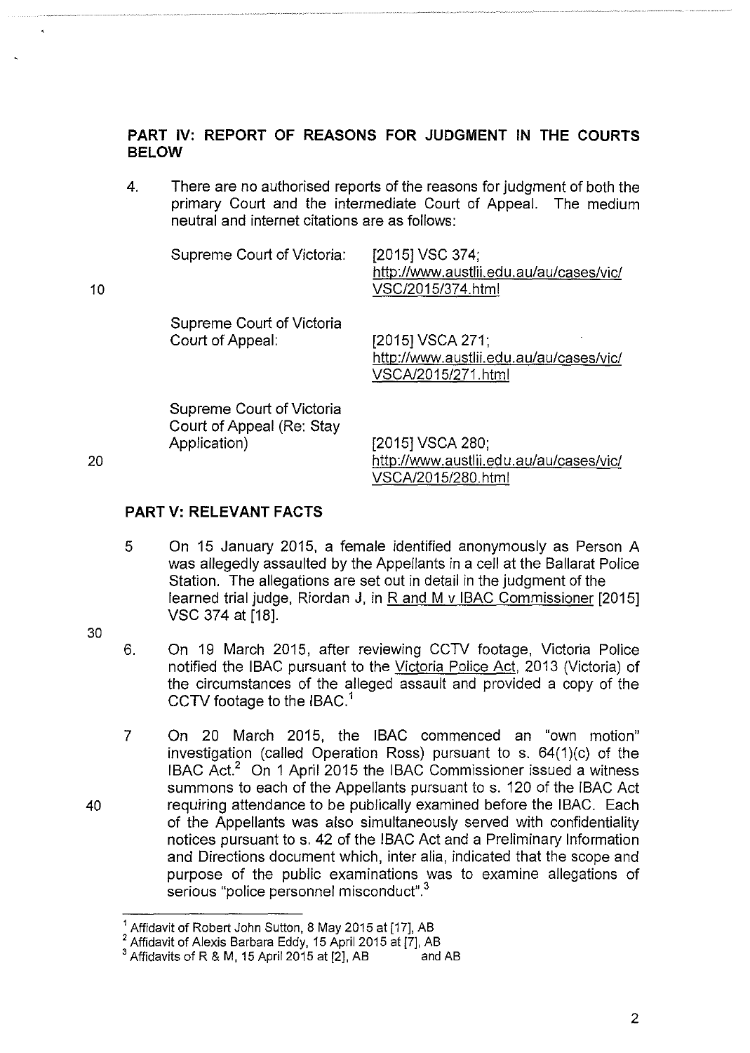## PART IV: REPORT OF REASONS FOR JUDGMENT IN THE COURTS BELOW

4. There are no authorised reports of the reasons for judgment of both the primary Court and the intermediate Court of Appeal. The medium neutral and internet citations are as follows:

| | |
|---|---|
| Supreme Court of Victoria: | [2015] VSC 374; http://www.austlii.edu.au/au/cases/vic/VSC/2015/374.html |
| Supreme Court of Victoria Court of Appeal: | [2015] VSCA 271; http://www.austlii.edu.au/au/cases/vic/VSCA/2015/271.html |
| Supreme Court of Victoria Court of Appeal (Re: Stay Application) | [2015] VSCA 280; http://www.austlii.edu.au/au/cases/vic/VSCA/2015/280.html |

## PART V: RELEVANT FACTS

5 On 15 January 2015, a female identified anonymously as Person A was allegedly assaulted by the Appellants in a cell at the Ballarat Police Station. The allegations are set out in detail in the judgment of the learned trial judge, Riordan J, in R and M v IBAC Commissioner [2015] VSC 374 at [18].

6. On 19 March 2015, after reviewing CCTV footage, Victoria Police notified the IBAC pursuant to the Victoria Police Act, 2013 (Victoria) of the circumstances of the alleged assault and provided a copy of the CCTV footage to the IBAC.[1]

7 On 20 March 2015, the IBAC commenced an "own motion" investigation (called Operation Ross) pursuant to s. 64(1)(c) of the IBAC Act.[2] On 1 April 2015 the IBAC Commissioner issued a witness summons to each of the Appellants pursuant to s. 120 of the IBAC Act requiring attendance to be publically examined before the IBAC. Each of the Appellants was also simultaneously served with confidentiality notices pursuant to s. 42 of the IBAC Act and a Preliminary Information and Directions document which, inter alia, indicated that the scope and purpose of the public examinations was to examine allegations of serious "police personnel misconduct".[3]

---

[1] Affidavit of Robert John Sutton, 8 May 2015 at [17], AB

[2] Affidavit of Alexis Barbara Eddy, 15 April 2015 at [7], AB

[3] Affidavits of R & M, 15 April 2015 at [2], AB and AB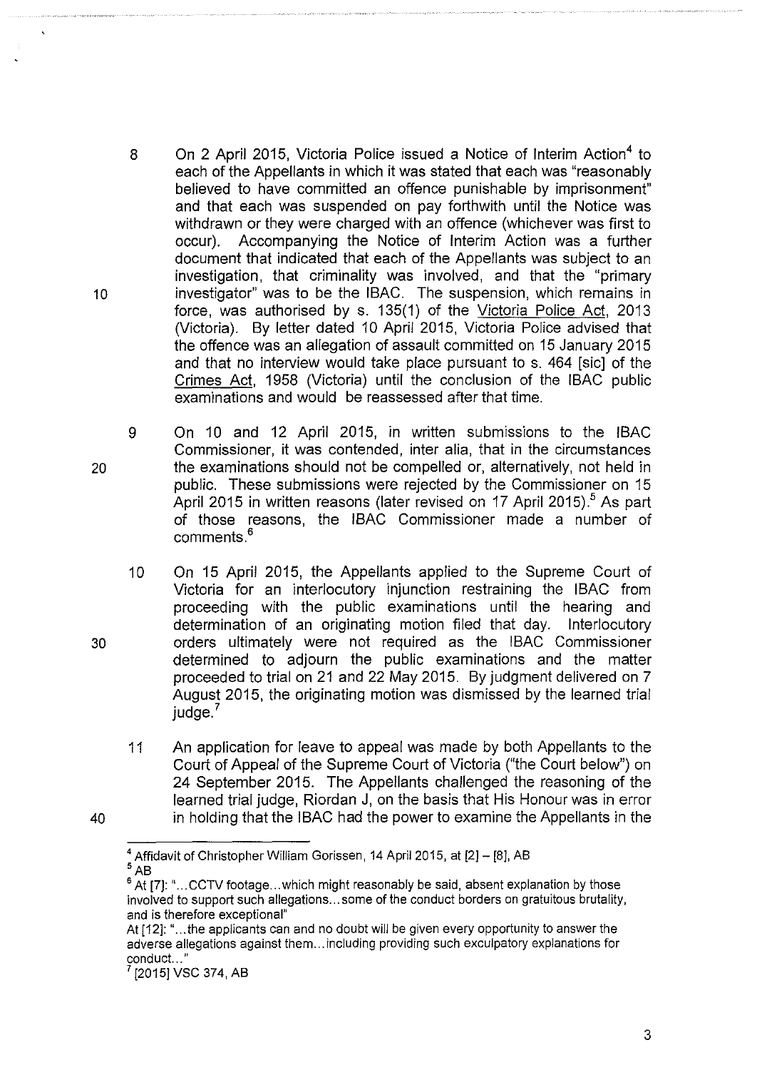8 On 2 April 2015, Victoria Police issued a Notice of Interim Action[4] to each of the Appellants in which it was stated that each was "reasonably believed to have committed an offence punishable by imprisonment" and that each was suspended on pay forthwith until the Notice was withdrawn or they were charged with an offence (whichever was first to occur). Accompanying the Notice of Interim Action was a further document that indicated that each of the Appellants was subject to an investigation, that criminality was involved, and that the "primary investigator" was to be the IBAC. The suspension, which remains in force, was authorised by s. 135(1) of the Victoria Police Act, 2013 (Victoria). By letter dated 10 April 2015, Victoria Police advised that the offence was an allegation of assault committed on 15 January 2015 and that no interview would take place pursuant to s. 464 [sic] of the Crimes Act, 1958 (Victoria) until the conclusion of the IBAC public examinations and would be reassessed after that time.

9 On 10 and 12 April 2015, in written submissions to the IBAC Commissioner, it was contended, inter alia, that in the circumstances the examinations should not be compelled or, alternatively, not held in public. These submissions were rejected by the Commissioner on 15 April 2015 in written reasons (later revised on 17 April 2015).[5] As part of those reasons, the IBAC Commissioner made a number of comments.[6]

10 On 15 April 2015, the Appellants applied to the Supreme Court of Victoria for an interlocutory injunction restraining the IBAC from proceeding with the public examinations until the hearing and determination of an originating motion filed that day. Interlocutory orders ultimately were not required as the IBAC Commissioner determined to adjourn the public examinations and the matter proceeded to trial on 21 and 22 May 2015. By judgment delivered on 7 August 2015, the originating motion was dismissed by the learned trial judge.[7]

11 An application for leave to appeal was made by both Appellants to the Court of Appeal of the Supreme Court of Victoria ("the Court below") on 24 September 2015. The Appellants challenged the reasoning of the learned trial judge, Riordan J, on the basis that His Honour was in error in holding that the IBAC had the power to examine the Appellants in the

---

[4] Affidavit of Christopher William Gorissen, 14 April 2015, at [2] – [8], AB

[5] AB

[6] At [7]: "...CCTV footage...which might reasonably be said, absent explanation by those involved to support such allegations...some of the conduct borders on gratuitous brutality, and is therefore exceptional"
At [12]: "...the applicants can and no doubt will be given every opportunity to answer the adverse allegations against them...including providing such exculpatory explanations for conduct..."

[7] [2015] VSC 374, AB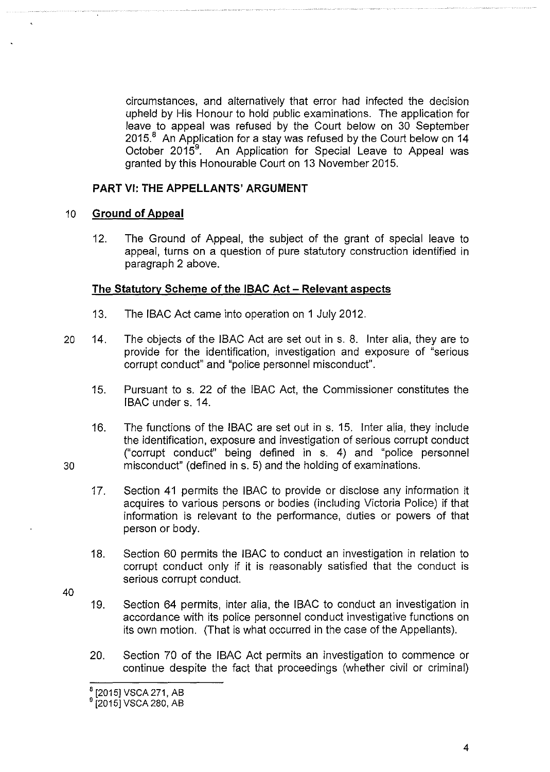circumstances, and alternatively that error had infected the decision upheld by His Honour to hold public examinations. The application for leave to appeal was refused by the Court below on 30 September 2015.[8] An Application for a stay was refused by the Court below on 14 October 2015[9]. An Application for Special Leave to Appeal was granted by this Honourable Court on 13 November 2015.

## PART VI: THE APPELLANTS' ARGUMENT

### Ground of Appeal

12. The Ground of Appeal, the subject of the grant of special leave to appeal, turns on a question of pure statutory construction identified in paragraph 2 above.

### The Statutory Scheme of the IBAC Act – Relevant aspects

13. The IBAC Act came into operation on 1 July 2012.

14. The objects of the IBAC Act are set out in s. 8. Inter alia, they are to provide for the identification, investigation and exposure of "serious corrupt conduct" and "police personnel misconduct".

15. Pursuant to s. 22 of the IBAC Act, the Commissioner constitutes the IBAC under s. 14.

16. The functions of the IBAC are set out in s. 15. Inter alia, they include the identification, exposure and investigation of serious corrupt conduct ("corrupt conduct" being defined in s. 4) and "police personnel misconduct" (defined in s. 5) and the holding of examinations.

17. Section 41 permits the IBAC to provide or disclose any information it acquires to various persons or bodies (including Victoria Police) if that information is relevant to the performance, duties or powers of that person or body.

18. Section 60 permits the IBAC to conduct an investigation in relation to corrupt conduct only if it is reasonably satisfied that the conduct is serious corrupt conduct.

19. Section 64 permits, inter alia, the IBAC to conduct an investigation in accordance with its police personnel conduct investigative functions on its own motion. (That is what occurred in the case of the Appellants).

20. Section 70 of the IBAC Act permits an investigation to commence or continue despite the fact that proceedings (whether civil or criminal)

---

[8] [2015] VSCA 271, AB

[9] [2015] VSCA 280, AB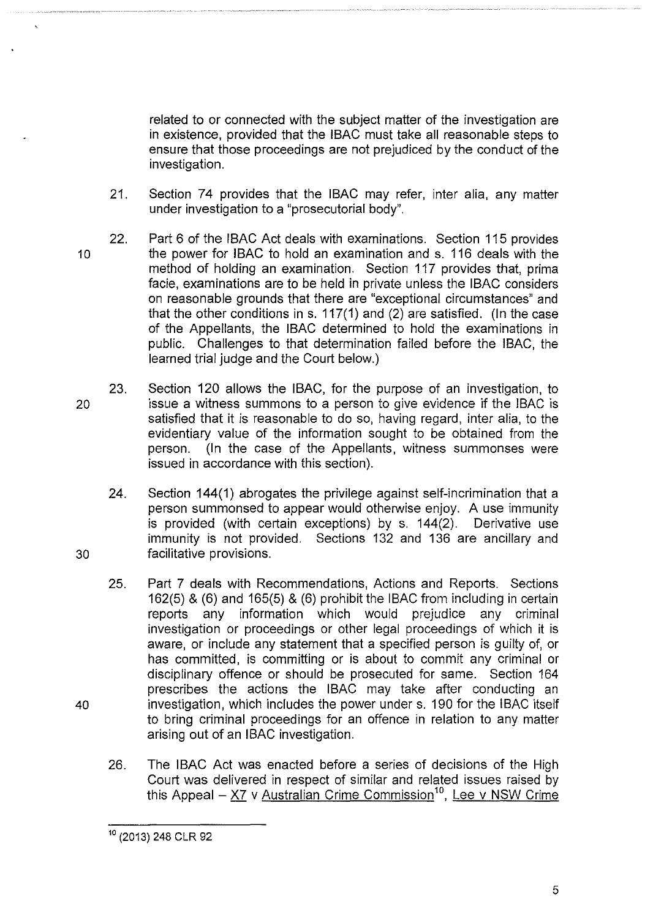related to or connected with the subject matter of the investigation are in existence, provided that the IBAC must take all reasonable steps to ensure that those proceedings are not prejudiced by the conduct of the investigation.

21. Section 74 provides that the IBAC may refer, inter alia, any matter under investigation to a "prosecutorial body".

22. Part 6 of the IBAC Act deals with examinations. Section 115 provides the power for IBAC to hold an examination and s. 116 deals with the method of holding an examination. Section 117 provides that, prima facie, examinations are to be held in private unless the IBAC considers on reasonable grounds that there are "exceptional circumstances" and that the other conditions in s. 117(1) and (2) are satisfied. (In the case of the Appellants, the IBAC determined to hold the examinations in public. Challenges to that determination failed before the IBAC, the learned trial judge and the Court below.)

23. Section 120 allows the IBAC, for the purpose of an investigation, to issue a witness summons to a person to give evidence if the IBAC is satisfied that it is reasonable to do so, having regard, inter alia, to the evidentiary value of the information sought to be obtained from the person. (In the case of the Appellants, witness summonses were issued in accordance with this section).

24. Section 144(1) abrogates the privilege against self-incrimination that a person summonsed to appear would otherwise enjoy. A use immunity is provided (with certain exceptions) by s. 144(2). Derivative use immunity is not provided. Sections 132 and 136 are ancillary and facilitative provisions.

25. Part 7 deals with Recommendations, Actions and Reports. Sections 162(5) & (6) and 165(5) & (6) prohibit the IBAC from including in certain reports any information which would prejudice any criminal investigation or proceedings or other legal proceedings of which it is aware, or include any statement that a specified person is guilty of, or has committed, is committing or is about to commit any criminal or disciplinary offence or should be prosecuted for same. Section 164 prescribes the actions the IBAC may take after conducting an investigation, which includes the power under s. 190 for the IBAC itself to bring criminal proceedings for an offence in relation to any matter arising out of an IBAC investigation.

26. The IBAC Act was enacted before a series of decisions of the High Court was delivered in respect of similar and related issues raised by this Appeal – X7 v Australian Crime Commission[10], Lee v NSW Crime

---

[10] (2013) 248 CLR 92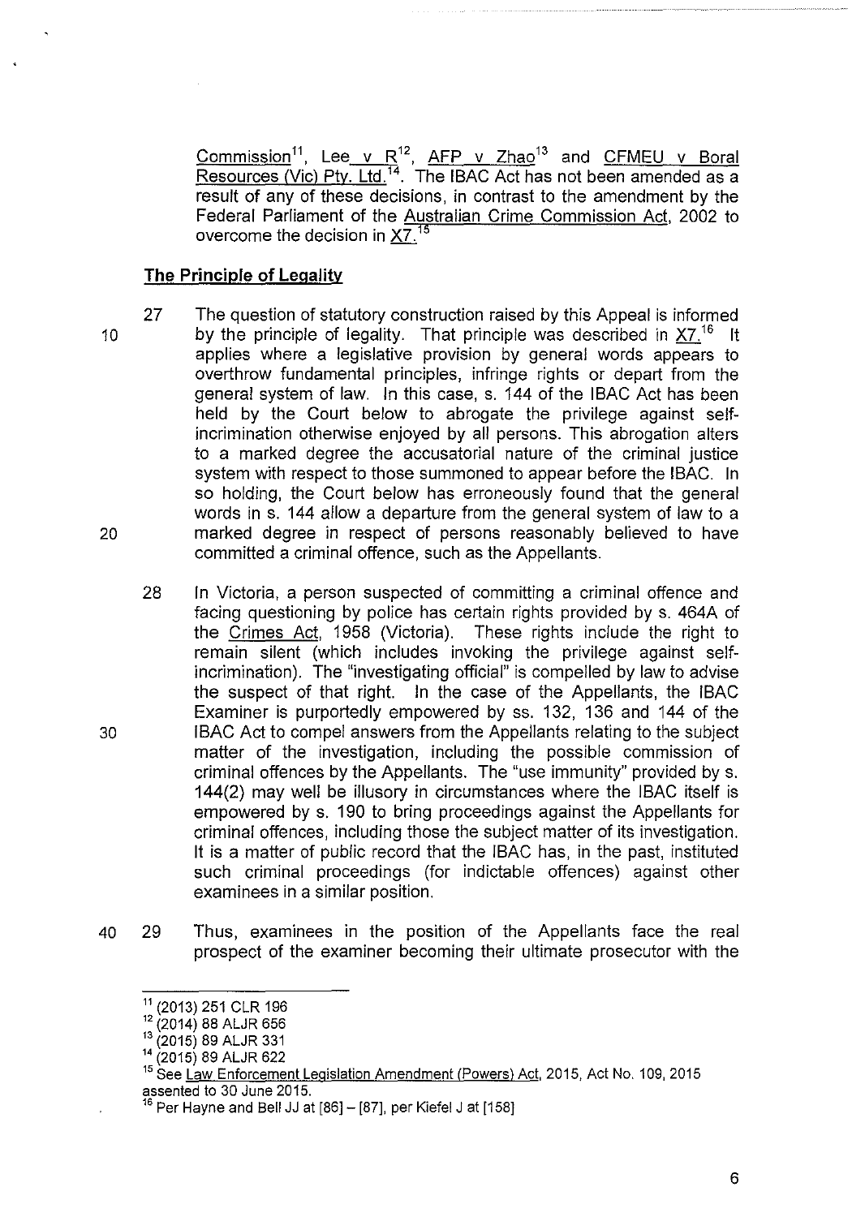Commission[11], Lee v R[12], AFP v Zhao[13] and CFMEU v Boral Resources (Vic) Pty. Ltd.[14]. The IBAC Act has not been amended as a result of any of these decisions, in contrast to the amendment by the Federal Parliament of the Australian Crime Commission Act, 2002 to overcome the decision in X7.[15]

## The Principle of Legality

27 The question of statutory construction raised by this Appeal is informed by the principle of legality. That principle was described in X7.[16] It applies where a legislative provision by general words appears to overthrow fundamental principles, infringe rights or depart from the general system of law. In this case, s. 144 of the IBAC Act has been held by the Court below to abrogate the privilege against self-incrimination otherwise enjoyed by all persons. This abrogation alters to a marked degree the accusatorial nature of the criminal justice system with respect to those summoned to appear before the IBAC. In so holding, the Court below has erroneously found that the general words in s. 144 allow a departure from the general system of law to a marked degree in respect of persons reasonably believed to have committed a criminal offence, such as the Appellants.

28 In Victoria, a person suspected of committing a criminal offence and facing questioning by police has certain rights provided by s. 464A of the Crimes Act, 1958 (Victoria). These rights include the right to remain silent (which includes invoking the privilege against self-incrimination). The "investigating official" is compelled by law to advise the suspect of that right. In the case of the Appellants, the IBAC Examiner is purportedly empowered by ss. 132, 136 and 144 of the IBAC Act to compel answers from the Appellants relating to the subject matter of the investigation, including the possible commission of criminal offences by the Appellants. The "use immunity" provided by s. 144(2) may well be illusory in circumstances where the IBAC itself is empowered by s. 190 to bring proceedings against the Appellants for criminal offences, including those the subject matter of its investigation. It is a matter of public record that the IBAC has, in the past, instituted such criminal proceedings (for indictable offences) against other examinees in a similar position.

29 Thus, examinees in the position of the Appellants face the real prospect of the examiner becoming their ultimate prosecutor with the

---

[11] (2013) 251 CLR 196

[12] (2014) 88 ALJR 656

[13] (2015) 89 ALJR 331

[14] (2015) 89 ALJR 622

[15] See Law Enforcement Legislation Amendment (Powers) Act, 2015, Act No. 109, 2015 assented to 30 June 2015.

[16] Per Hayne and Bell JJ at [86] – [87], per Kiefel J at [158]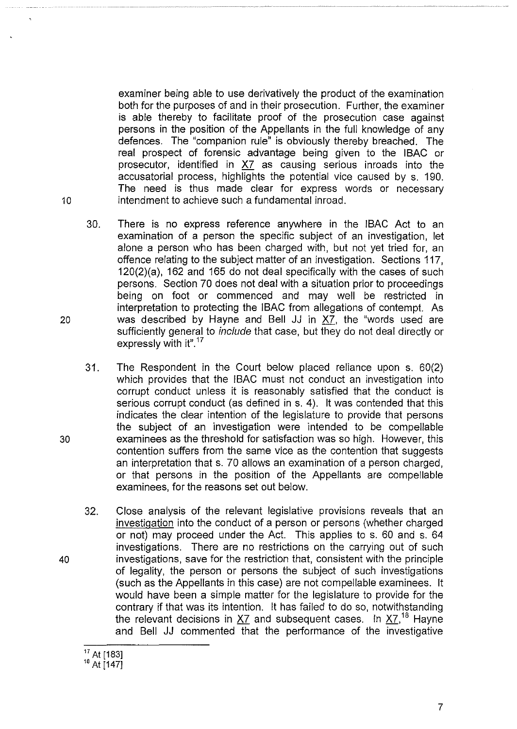examiner being able to use derivatively the product of the examination both for the purposes of and in their prosecution. Further, the examiner is able thereby to facilitate proof of the prosecution case against persons in the position of the Appellants in the full knowledge of any defences. The "companion rule" is obviously thereby breached. The real prospect of forensic advantage being given to the IBAC or prosecutor, identified in X7 as causing serious inroads into the accusatorial process, highlights the potential vice caused by s. 190. The need is thus made clear for express words or necessary intendment to achieve such a fundamental inroad.

30. There is no express reference anywhere in the IBAC Act to an examination of a person the specific subject of an investigation, let alone a person who has been charged with, but not yet tried for, an offence relating to the subject matter of an investigation. Sections 117, 120(2)(a), 162 and 165 do not deal specifically with the cases of such persons. Section 70 does not deal with a situation prior to proceedings being on foot or commenced and may well be restricted in interpretation to protecting the IBAC from allegations of contempt. As was described by Hayne and Bell JJ in X7, the "words used are sufficiently general to *include* that case, but they do not deal directly or expressly with it".[17]

31. The Respondent in the Court below placed reliance upon s. 60(2) which provides that the IBAC must not conduct an investigation into corrupt conduct unless it is reasonably satisfied that the conduct is serious corrupt conduct (as defined in s. 4). It was contended that this indicates the clear intention of the legislature to provide that persons the subject of an investigation were intended to be compellable examinees as the threshold for satisfaction was so high. However, this contention suffers from the same vice as the contention that suggests an interpretation that s. 70 allows an examination of a person charged, or that persons in the position of the Appellants are compellable examinees, for the reasons set out below.

32. Close analysis of the relevant legislative provisions reveals that an investigation into the conduct of a person or persons (whether charged or not) may proceed under the Act. This applies to s. 60 and s. 64 investigations. There are no restrictions on the carrying out of such investigations, save for the restriction that, consistent with the principle of legality, the person or persons the subject of such investigations (such as the Appellants in this case) are not compellable examinees. It would have been a simple matter for the legislature to provide for the contrary if that was its intention. It has failed to do so, notwithstanding the relevant decisions in X7 and subsequent cases. In X7,[18] Hayne and Bell JJ commented that the performance of the investigative

[17] At [183]

[18] At [147]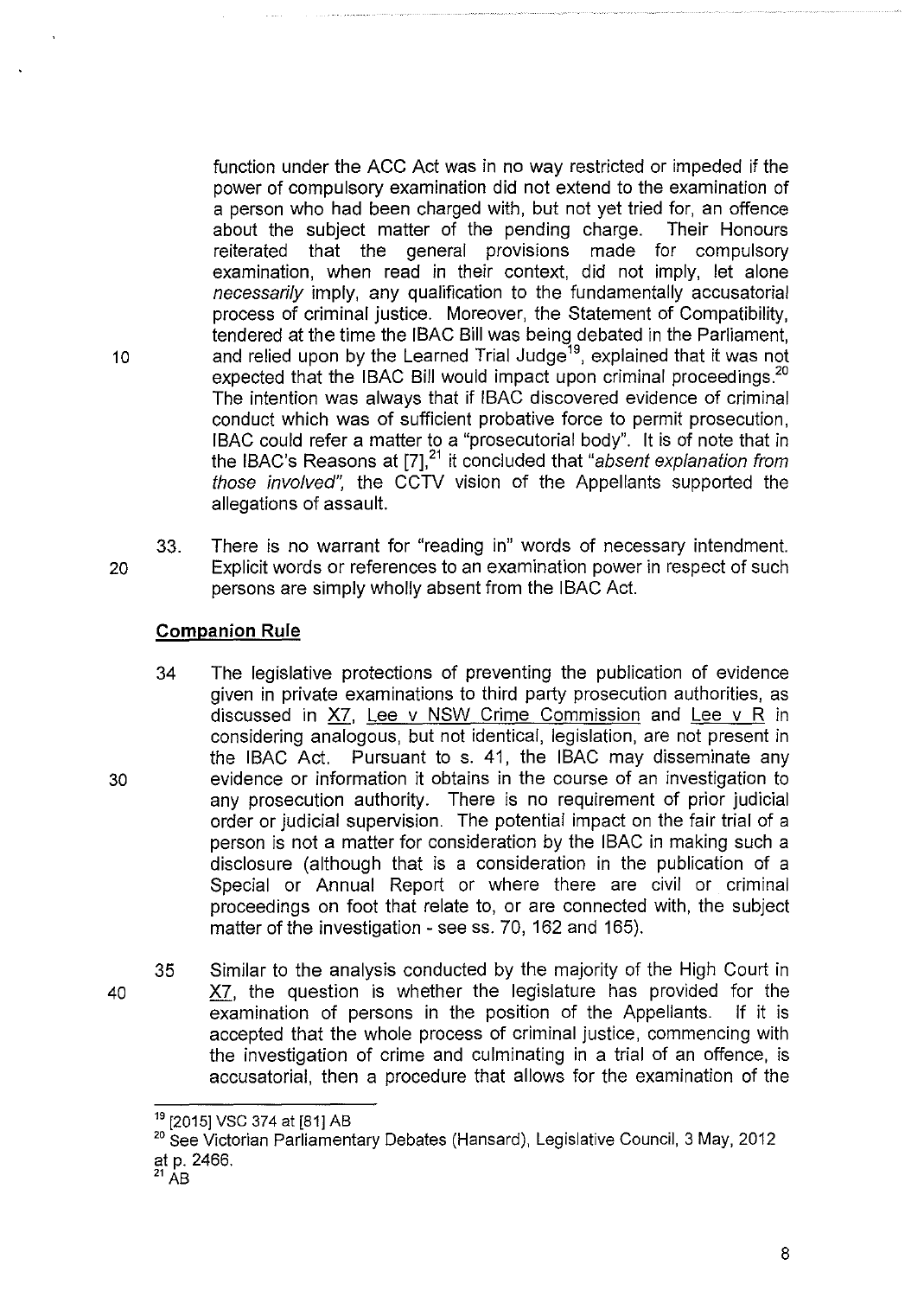function under the ACC Act was in no way restricted or impeded if the power of compulsory examination did not extend to the examination of a person who had been charged with, but not yet tried for, an offence about the subject matter of the pending charge. Their Honours reiterated that the general provisions made for compulsory examination, when read in their context, did not imply, let alone *necessarily* imply, any qualification to the fundamentally accusatorial process of criminal justice. Moreover, the Statement of Compatibility, tendered at the time the IBAC Bill was being debated in the Parliament, and relied upon by the Learned Trial Judge[19], explained that it was not expected that the IBAC Bill would impact upon criminal proceedings.[20] The intention was always that if IBAC discovered evidence of criminal conduct which was of sufficient probative force to permit prosecution, IBAC could refer a matter to a "prosecutorial body". It is of note that in the IBAC's Reasons at [7],[21] it concluded that "*absent explanation from those involved*", the CCTV vision of the Appellants supported the allegations of assault.

33. There is no warrant for "reading in" words of necessary intendment. Explicit words or references to an examination power in respect of such persons are simply wholly absent from the IBAC Act.

**Companion Rule**

34 The legislative protections of preventing the publication of evidence given in private examinations to third party prosecution authorities, as discussed in X7, Lee v NSW Crime Commission and Lee v R in considering analogous, but not identical, legislation, are not present in the IBAC Act. Pursuant to s. 41, the IBAC may disseminate any evidence or information it obtains in the course of an investigation to any prosecution authority. There is no requirement of prior judicial order or judicial supervision. The potential impact on the fair trial of a person is not a matter for consideration by the IBAC in making such a disclosure (although that is a consideration in the publication of a Special or Annual Report or where there are civil or criminal proceedings on foot that relate to, or are connected with, the subject matter of the investigation - see ss. 70, 162 and 165).

35 Similar to the analysis conducted by the majority of the High Court in X7, the question is whether the legislature has provided for the examination of persons in the position of the Appellants. If it is accepted that the whole process of criminal justice, commencing with the investigation of crime and culminating in a trial of an offence, is accusatorial, then a procedure that allows for the examination of the

---

[19] [2015] VSC 374 at [81] AB

[20] See Victorian Parliamentary Debates (Hansard), Legislative Council, 3 May, 2012 at p. 2466.

[21] AB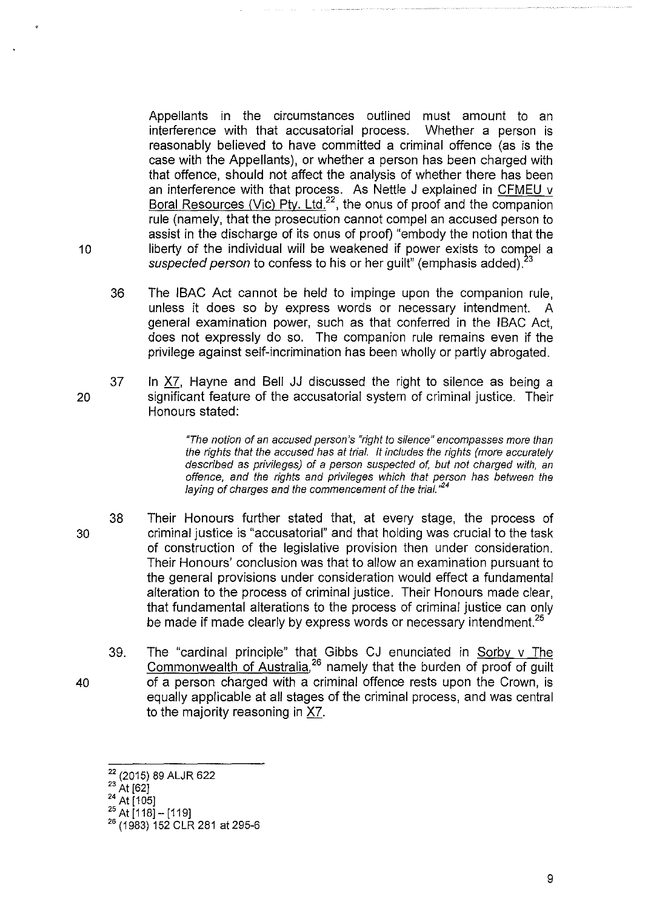Appellants in the circumstances outlined must amount to an interference with that accusatorial process. Whether a person is reasonably believed to have committed a criminal offence (as is the case with the Appellants), or whether a person has been charged with that offence, should not affect the analysis of whether there has been an interference with that process. As Nettle J explained in CFMEU v Boral Resources (Vic) Pty. Ltd.[22], the onus of proof and the companion rule (namely, that the prosecution cannot compel an accused person to assist in the discharge of its onus of proof) "embody the notion that the liberty of the individual will be weakened if power exists to compel a *suspected person* to confess to his or her guilt" (emphasis added).[23]

36 The IBAC Act cannot be held to impinge upon the companion rule, unless it does so by express words or necessary intendment. A general examination power, such as that conferred in the IBAC Act, does not expressly do so. The companion rule remains even if the privilege against self-incrimination has been wholly or partly abrogated.

37 In X7, Hayne and Bell JJ discussed the right to silence as being a significant feature of the accusatorial system of criminal justice. Their Honours stated:

> *"The notion of an accused person's "right to silence" encompasses more than the rights that the accused has at trial. It includes the rights (more accurately described as privileges) of a person suspected of, but not charged with, an offence, and the rights and privileges which that person has between the laying of charges and the commencement of the trial."*[24]

38 Their Honours further stated that, at every stage, the process of criminal justice is "accusatorial" and that holding was crucial to the task of construction of the legislative provision then under consideration. Their Honours' conclusion was that to allow an examination pursuant to the general provisions under consideration would effect a fundamental alteration to the process of criminal justice. Their Honours made clear, that fundamental alterations to the process of criminal justice can only be made if made clearly by express words or necessary intendment.[25]

39. The "cardinal principle" that Gibbs CJ enunciated in Sorby v The Commonwealth of Australia,[26] namely that the burden of proof of guilt of a person charged with a criminal offence rests upon the Crown, is equally applicable at all stages of the criminal process, and was central to the majority reasoning in X7.

---

[22] (2015) 89 ALJR 622

[23] At [62]

[24] At [105]

[25] At [118] – [119]

[26] (1983) 152 CLR 281 at 295-6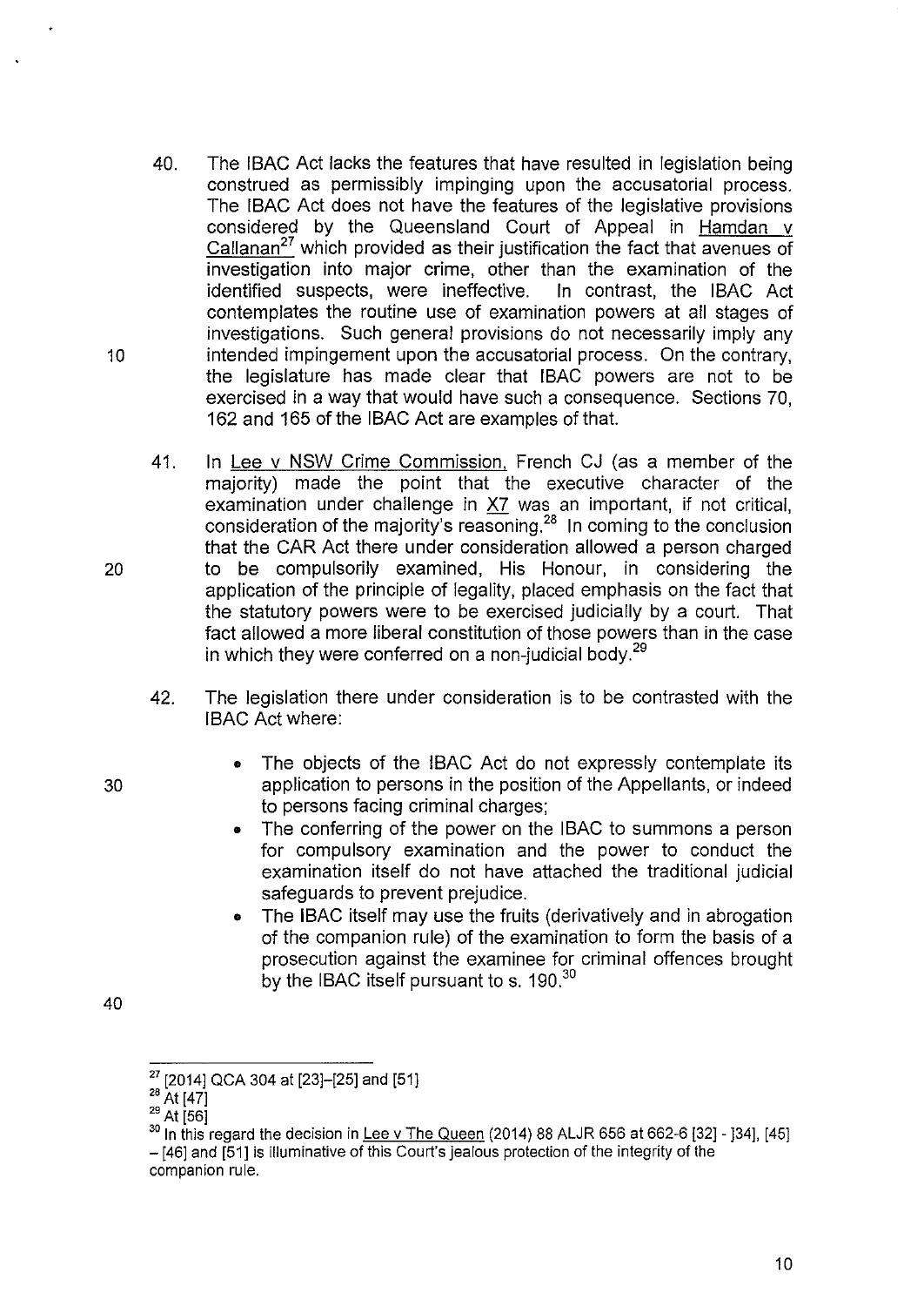40. The IBAC Act lacks the features that have resulted in legislation being construed as permissibly impinging upon the accusatorial process. The IBAC Act does not have the features of the legislative provisions considered by the Queensland Court of Appeal in Hamdan v Callanan[27] which provided as their justification the fact that avenues of investigation into major crime, other than the examination of the identified suspects, were ineffective. In contrast, the IBAC Act contemplates the routine use of examination powers at all stages of investigations. Such general provisions do not necessarily imply any intended impingement upon the accusatorial process. On the contrary, the legislature has made clear that IBAC powers are not to be exercised in a way that would have such a consequence. Sections 70, 162 and 165 of the IBAC Act are examples of that.

41. In Lee v NSW Crime Commission, French CJ (as a member of the majority) made the point that the executive character of the examination under challenge in X7 was an important, if not critical, consideration of the majority's reasoning.[28] In coming to the conclusion that the CAR Act there under consideration allowed a person charged to be compulsorily examined, His Honour, in considering the application of the principle of legality, placed emphasis on the fact that the statutory powers were to be exercised judicially by a court. That fact allowed a more liberal constitution of those powers than in the case in which they were conferred on a non-judicial body.[29]

42. The legislation there under consideration is to be contrasted with the IBAC Act where:

- The objects of the IBAC Act do not expressly contemplate its application to persons in the position of the Appellants, or indeed to persons facing criminal charges;
- The conferring of the power on the IBAC to summons a person for compulsory examination and the power to conduct the examination itself do not have attached the traditional judicial safeguards to prevent prejudice.
- The IBAC itself may use the fruits (derivatively and in abrogation of the companion rule) of the examination to form the basis of a prosecution against the examinee for criminal offences brought by the IBAC itself pursuant to s. 190.[30]

---

[27] [2014] QCA 304 at [23]–[25] and [51]

[28] At [47]

[29] At [56]

[30] In this regard the decision in Lee v The Queen (2014) 88 ALJR 656 at 662-6 [32] - [34], [45] – [46] and [51] is illuminative of this Court's jealous protection of the integrity of the companion rule.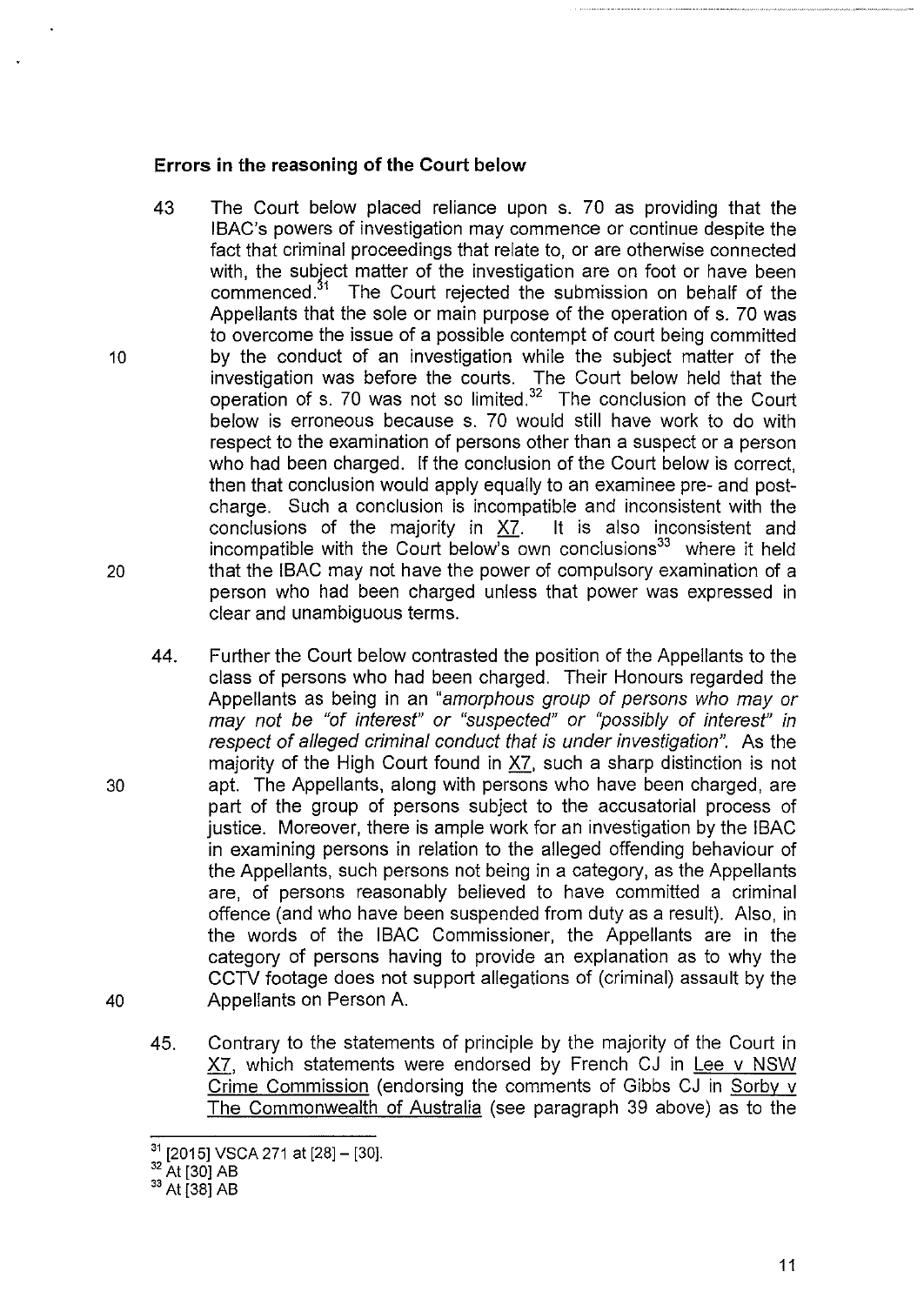**Errors in the reasoning of the Court below**

43 The Court below placed reliance upon s. 70 as providing that the IBAC's powers of investigation may commence or continue despite the fact that criminal proceedings that relate to, or are otherwise connected with, the subject matter of the investigation are on foot or have been commenced.[31] The Court rejected the submission on behalf of the Appellants that the sole or main purpose of the operation of s. 70 was to overcome the issue of a possible contempt of court being committed by the conduct of an investigation while the subject matter of the investigation was before the courts. The Court below held that the operation of s. 70 was not so limited.[32] The conclusion of the Court below is erroneous because s. 70 would still have work to do with respect to the examination of persons other than a suspect or a person who had been charged. If the conclusion of the Court below is correct, then that conclusion would apply equally to an examinee pre- and post-charge. Such a conclusion is incompatible and inconsistent with the conclusions of the majority in X7. It is also inconsistent and incompatible with the Court below's own conclusions[33] where it held that the IBAC may not have the power of compulsory examination of a person who had been charged unless that power was expressed in clear and unambiguous terms.

44. Further the Court below contrasted the position of the Appellants to the class of persons who had been charged. Their Honours regarded the Appellants as being in an *"amorphous group of persons who may or may not be "of interest" or "suspected" or "possibly of interest" in respect of alleged criminal conduct that is under investigation"*. As the majority of the High Court found in X7, such a sharp distinction is not apt. The Appellants, along with persons who have been charged, are part of the group of persons subject to the accusatorial process of justice. Moreover, there is ample work for an investigation by the IBAC in examining persons in relation to the alleged offending behaviour of the Appellants, such persons not being in a category, as the Appellants are, of persons reasonably believed to have committed a criminal offence (and who have been suspended from duty as a result). Also, in the words of the IBAC Commissioner, the Appellants are in the category of persons having to provide an explanation as to why the CCTV footage does not support allegations of (criminal) assault by the Appellants on Person A.

45. Contrary to the statements of principle by the majority of the Court in X7, which statements were endorsed by French CJ in Lee v NSW Crime Commission (endorsing the comments of Gibbs CJ in Sorby v The Commonwealth of Australia (see paragraph 39 above) as to the

---

[31] [2015] VSCA 271 at [28] – [30].

[32] At [30] AB

[33] At [38] AB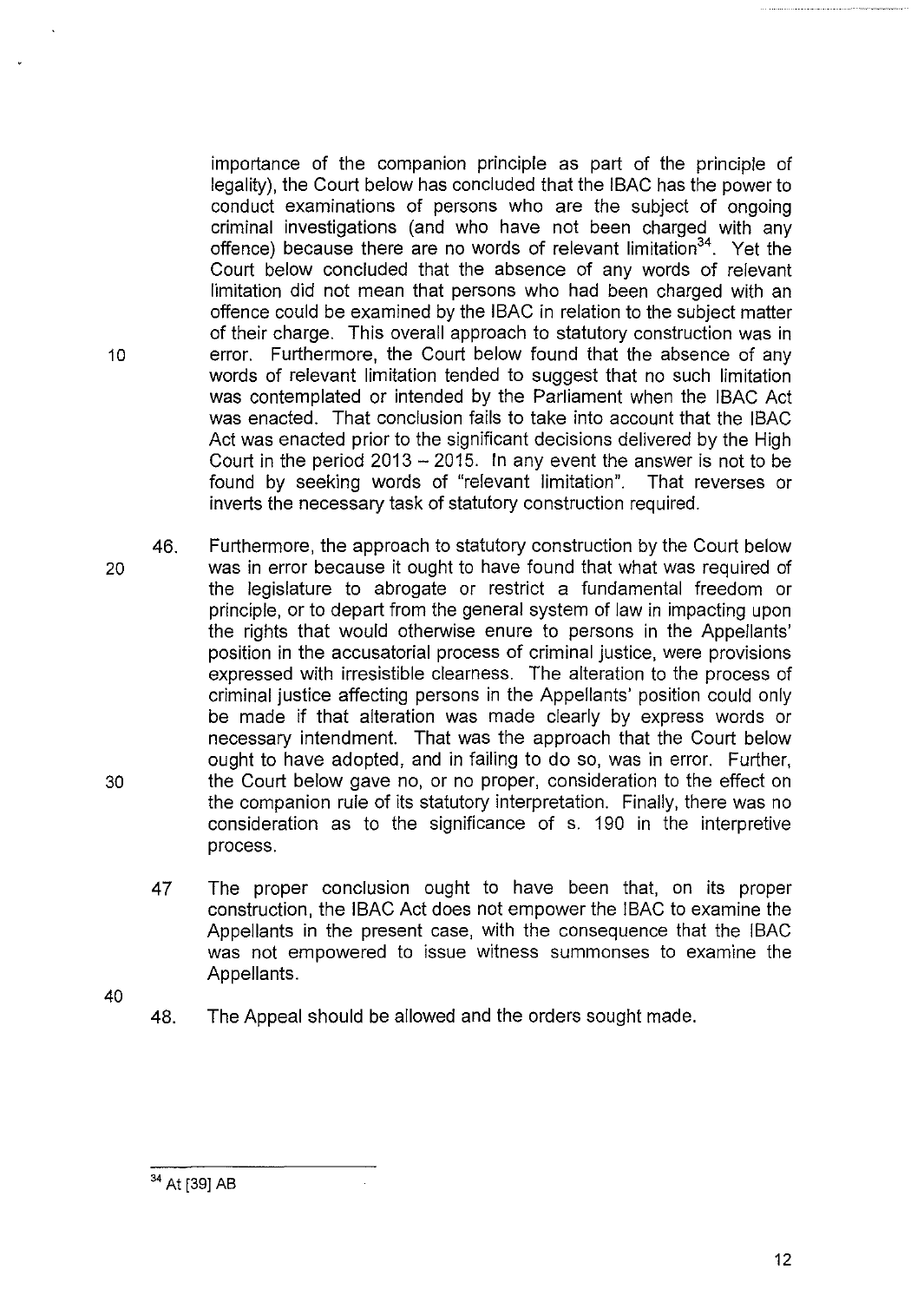importance of the companion principle as part of the principle of legality), the Court below has concluded that the IBAC has the power to conduct examinations of persons who are the subject of ongoing criminal investigations (and who have not been charged with any offence) because there are no words of relevant limitation[34]. Yet the Court below concluded that the absence of any words of relevant limitation did not mean that persons who had been charged with an offence could be examined by the IBAC in relation to the subject matter of their charge. This overall approach to statutory construction was in error. Furthermore, the Court below found that the absence of any words of relevant limitation tended to suggest that no such limitation was contemplated or intended by the Parliament when the IBAC Act was enacted. That conclusion fails to take into account that the IBAC Act was enacted prior to the significant decisions delivered by the High Court in the period 2013 – 2015. In any event the answer is not to be found by seeking words of "relevant limitation". That reverses or inverts the necessary task of statutory construction required.

46. Furthermore, the approach to statutory construction by the Court below was in error because it ought to have found that what was required of the legislature to abrogate or restrict a fundamental freedom or principle, or to depart from the general system of law in impacting upon the rights that would otherwise enure to persons in the Appellants' position in the accusatorial process of criminal justice, were provisions expressed with irresistible clearness. The alteration to the process of criminal justice affecting persons in the Appellants' position could only be made if that alteration was made clearly by express words or necessary intendment. That was the approach that the Court below ought to have adopted, and in failing to do so, was in error. Further, the Court below gave no, or no proper, consideration to the effect on the companion rule of its statutory interpretation. Finally, there was no consideration as to the significance of s. 190 in the interpretive process.

47 The proper conclusion ought to have been that, on its proper construction, the IBAC Act does not empower the IBAC to examine the Appellants in the present case, with the consequence that the IBAC was not empowered to issue witness summonses to examine the Appellants.

48. The Appeal should be allowed and the orders sought made.

---

[34] At [39] AB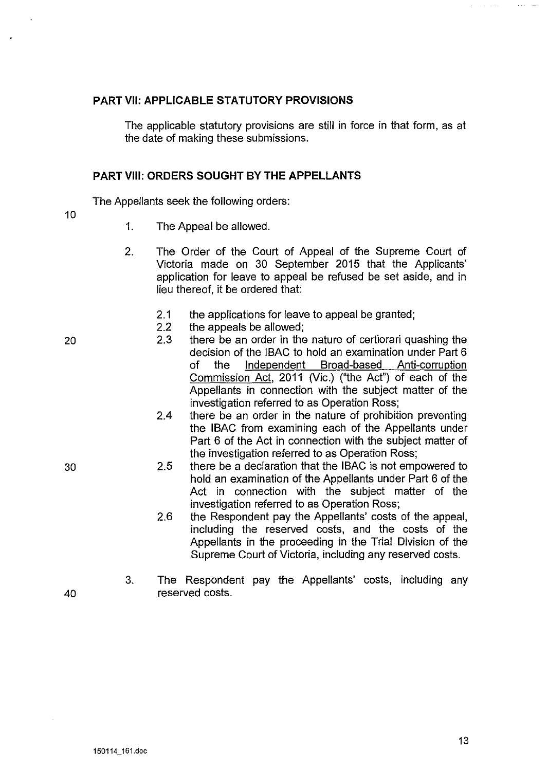## PART VII: APPLICABLE STATUTORY PROVISIONS

The applicable statutory provisions are still in force in that form, as at the date of making these submissions.

## PART VIII: ORDERS SOUGHT BY THE APPELLANTS

The Appellants seek the following orders:

1. The Appeal be allowed.

2. The Order of the Court of Appeal of the Supreme Court of Victoria made on 30 September 2015 that the Applicants' application for leave to appeal be refused be set aside, and in lieu thereof, it be ordered that:

   2.1 the applications for leave to appeal be granted;
   
   2.2 the appeals be allowed;
   
   2.3 there be an order in the nature of certiorari quashing the decision of the IBAC to hold an examination under Part 6 of the Independent Broad-based Anti-corruption Commission Act, 2011 (Vic.) ("the Act") of each of the Appellants in connection with the subject matter of the investigation referred to as Operation Ross;
   
   2.4 there be an order in the nature of prohibition preventing the IBAC from examining each of the Appellants under Part 6 of the Act in connection with the subject matter of the investigation referred to as Operation Ross;
   
   2.5 there be a declaration that the IBAC is not empowered to hold an examination of the Appellants under Part 6 of the Act in connection with the subject matter of the investigation referred to as Operation Ross;
   
   2.6 the Respondent pay the Appellants' costs of the appeal, including the reserved costs, and the costs of the Appellants in the proceeding in the Trial Division of the Supreme Court of Victoria, including any reserved costs.

3. The Respondent pay the Appellants' costs, including any reserved costs.

150114_161.doc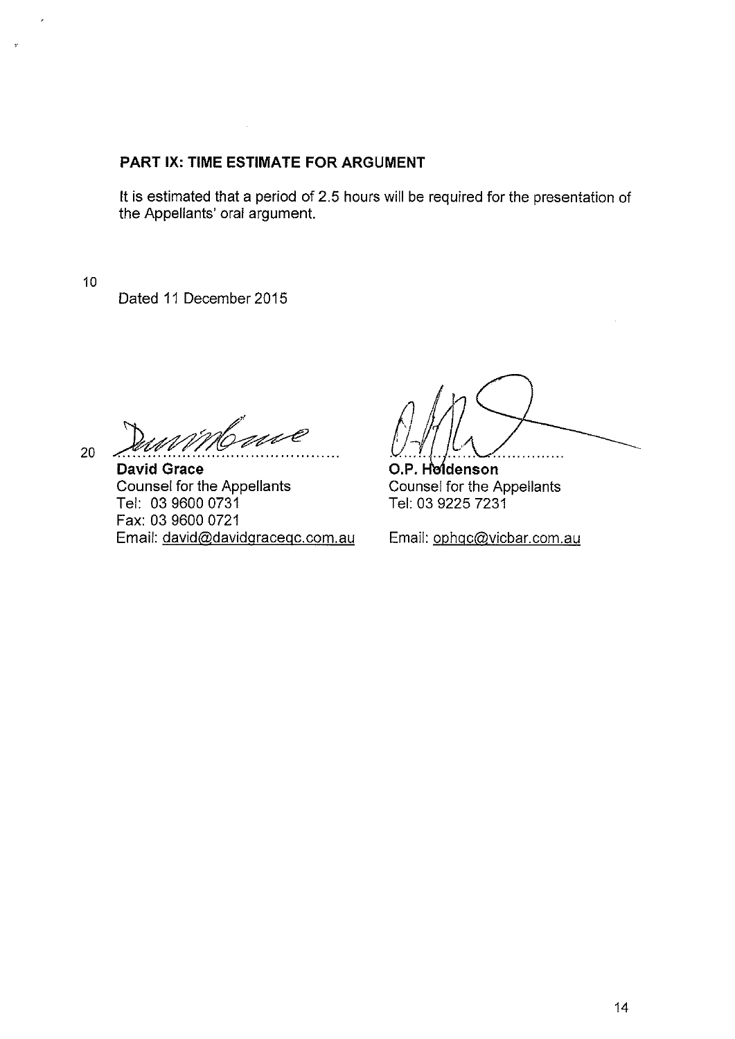## PART IX: TIME ESTIMATE FOR ARGUMENT

It is estimated that a period of 2.5 hours will be required for the presentation of the Appellants' oral argument.

Dated 11 December 2015

**David Grace**
Counsel for the Appellants
Tel: 03 9600 0731
Fax: 03 9600 0721
Email: david@davidgraceqc.com.au

**O.P. Holdenson**
Counsel for the Appellants
Tel: 03 9225 7231

Email: ophqc@vicbar.com.au